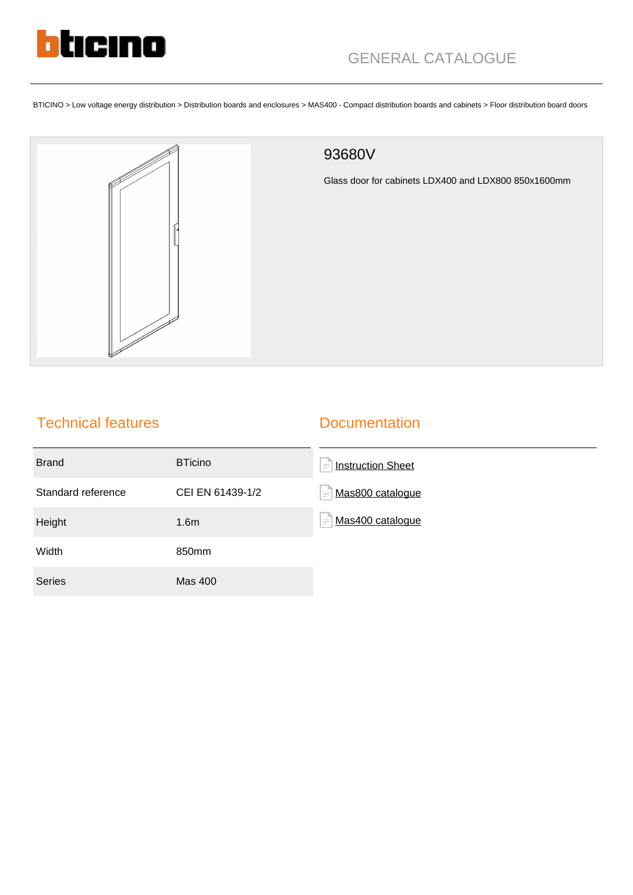GENERAL CATALOGUE

BTICINO > Low voltage energy distribution > Distribution boards and enclosures > MAS400 - Compact distribution boards and cabinets > Floor distribution board doors

# 93680V

Glass door for cabinets LDX400 and LDX800 850x1600mm

## Technical features

| | |
|---|---|
| Brand | BTicino |
| Standard reference | CEI EN 61439-1/2 |
| Height | 1.6m |
| Width | 850mm |
| Series | Mas 400 |

## Documentation

- Instruction Sheet
- Mas800 catalogue
- Mas400 catalogue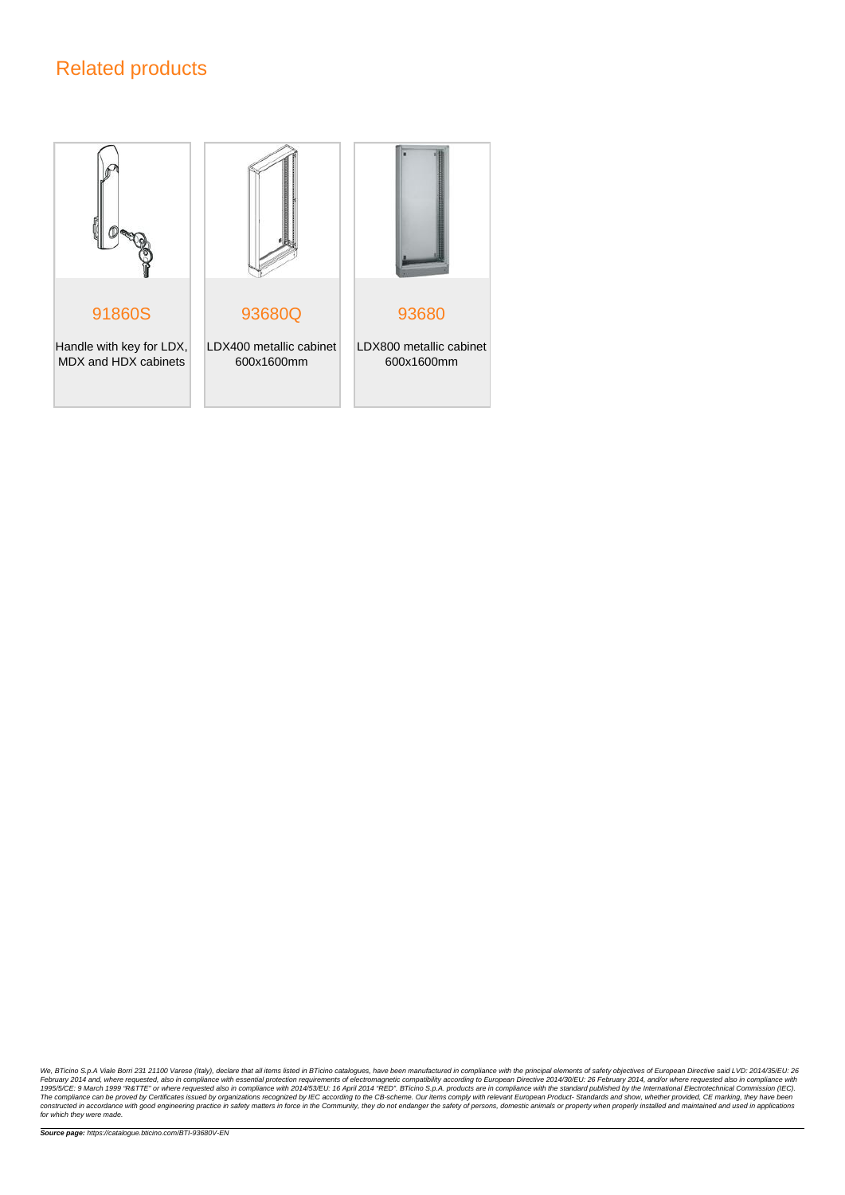## Related products

**91860S**

Handle with key for LDX, MDX and HDX cabinets

**93680Q**

LDX400 metallic cabinet 600x1600mm

**93680**

LDX800 metallic cabinet 600x1600mm

*We, BTicino S.p.A Viale Borri 231 21100 Varese (Italy), declare that all items listed in BTicino catalogues, have been manufactured in compliance with the principal elements of safety objectives of European Directive said LVD: 2014/35/EU: 26 February 2014 and, where requested, also in compliance with essential protection requirements of electromagnetic compatibility according to European Directive 2014/30/EU: 26 February 2014, and/or where requested also in compliance with 1995/5/CE: 9 March 1999 "R&TTE" or where requested also in compliance with 2014/53/EU: 16 April 2014 "RED". BTicino S.p.A. products are in compliance with the standard published by the International Electrotechnical Commission (IEC). The compliance can be proved by Certificates issued by organizations recognized by IEC according to the CB-scheme. Our items comply with relevant European Product- Standards and show, whether provided, CE marking, they have been constructed in accordance with good engineering practice in safety matters in force in the Community, they do not endanger the safety of persons, domestic animals or property when properly installed and maintained and used in applications for which they were made.*

**Source page:** *https://catalogue.bticino.com/BTI-93680V-EN*